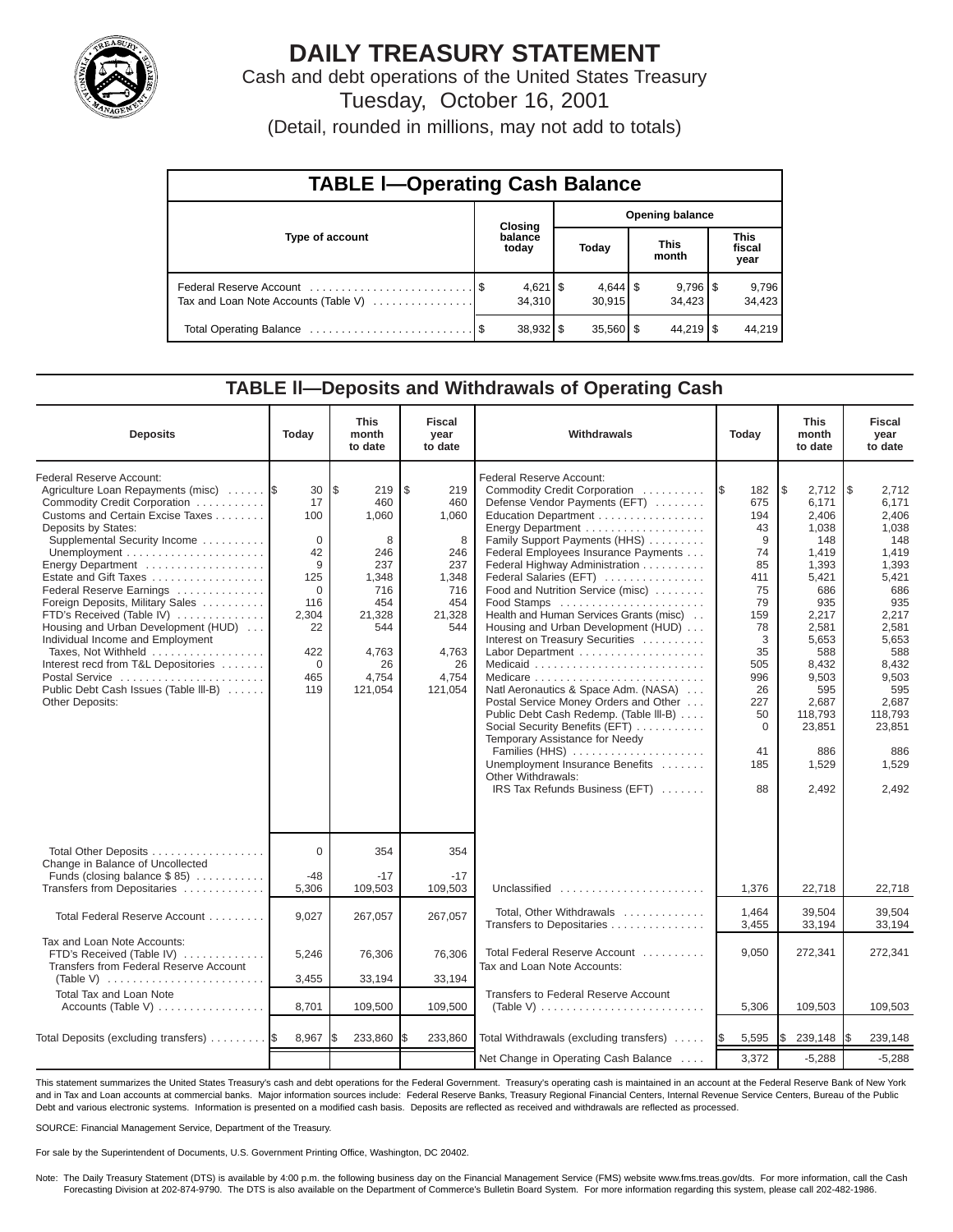# DAILY TREASURY STATEMENT

Cash and debt operations of the United States Treasury

Tuesday, October 16, 2001

(Detail, rounded in millions, may not add to totals)

## TABLE I—Operating Cash Balance

| Type of account | Closing balance today | Opening balance Today | Opening balance This month | Opening balance This fiscal year |
|---|---|---|---|---|
| Federal Reserve Account | $ 4,621 | $ 4,644 | $ 9,796 | $ 9,796 |
| Tax and Loan Note Accounts (Table V) | 34,310 | 30,915 | 34,423 | 34,423 |
| Total Operating Balance | $ 38,932 | $ 35,560 | $ 44,219 | $ 44,219 |

## TABLE II—Deposits and Withdrawals of Operating Cash

| Deposits | Today | This month to date | Fiscal year to date |
|---|---|---|---|
| Federal Reserve Account: | | | |
| Agriculture Loan Repayments (misc) | $ 30 | $ 219 | $ 219 |
| Commodity Credit Corporation | 17 | 460 | 460 |
| Customs and Certain Excise Taxes | 100 | 1,060 | 1,060 |
| Deposits by States: | | | |
| Supplemental Security Income | 0 | 8 | 8 |
| Unemployment | 42 | 246 | 246 |
| Energy Department | 9 | 237 | 237 |
| Estate and Gift Taxes | 125 | 1,348 | 1,348 |
| Federal Reserve Earnings | 0 | 716 | 716 |
| Foreign Deposits, Military Sales | 116 | 454 | 454 |
| FTD's Received (Table IV) | 2,304 | 21,328 | 21,328 |
| Housing and Urban Development (HUD) | 22 | 544 | 544 |
| Individual Income and Employment Taxes, Not Withheld | 422 | 4,763 | 4,763 |
| Interest recd from T&L Depositories | 0 | 26 | 26 |
| Postal Service | 465 | 4,754 | 4,754 |
| Public Debt Cash Issues (Table III-B) | 119 | 121,054 | 121,054 |
| Other Deposits: | | | |
| Total Other Deposits | 0 | 354 | 354 |
| Change in Balance of Uncollected Funds (closing balance $ 85) | -48 | -17 | -17 |
| Transfers from Depositaries | 5,306 | 109,503 | 109,503 |
| Total Federal Reserve Account | 9,027 | 267,057 | 267,057 |
| Tax and Loan Note Accounts: | | | |
| FTD's Received (Table IV) | 5,246 | 76,306 | 76,306 |
| Transfers from Federal Reserve Account (Table V) | 3,455 | 33,194 | 33,194 |
| Total Tax and Loan Note Accounts (Table V) | 8,701 | 109,500 | 109,500 |
| Total Deposits (excluding transfers) | $ 8,967 | $ 233,860 | $ 233,860 |

| Withdrawals | Today | This month to date | Fiscal year to date |
|---|---|---|---|
| Federal Reserve Account: | | | |
| Commodity Credit Corporation | $ 182 | $ 2,712 | $ 2,712 |
| Defense Vendor Payments (EFT) | 675 | 6,171 | 6,171 |
| Education Department | 194 | 2,406 | 2,406 |
| Energy Department | 43 | 1,038 | 1,038 |
| Family Support Payments (HHS) | 9 | 148 | 148 |
| Federal Employees Insurance Payments | 74 | 1,419 | 1,419 |
| Federal Highway Administration | 85 | 1,393 | 1,393 |
| Federal Salaries (EFT) | 411 | 5,421 | 5,421 |
| Food and Nutrition Service (misc) | 75 | 686 | 686 |
| Food Stamps | 79 | 935 | 935 |
| Health and Human Services Grants (misc) | 159 | 2,217 | 2,217 |
| Housing and Urban Development (HUD) | 78 | 2,581 | 2,581 |
| Interest on Treasury Securities | 3 | 5,653 | 5,653 |
| Labor Department | 35 | 588 | 588 |
| Medicaid | 505 | 8,432 | 8,432 |
| Medicare | 996 | 9,503 | 9,503 |
| Natl Aeronautics & Space Adm. (NASA) | 26 | 595 | 595 |
| Postal Service Money Orders and Other | 227 | 2,687 | 2,687 |
| Public Debt Cash Redemp. (Table III-B) | 50 | 118,793 | 118,793 |
| Social Security Benefits (EFT) | 0 | 23,851 | 23,851 |
| Temporary Assistance for Needy Families (HHS) | 41 | 886 | 886 |
| Unemployment Insurance Benefits | 185 | 1,529 | 1,529 |
| Other Withdrawals: | | | |
| IRS Tax Refunds Business (EFT) | 88 | 2,492 | 2,492 |
| Unclassified | 1,376 | 22,718 | 22,718 |
| Total, Other Withdrawals | 1,464 | 39,504 | 39,504 |
| Transfers to Depositaries | 3,455 | 33,194 | 33,194 |
| Total Federal Reserve Account | 9,050 | 272,341 | 272,341 |
| Tax and Loan Note Accounts: | | | |
| Transfers to Federal Reserve Account (Table V) | 5,306 | 109,503 | 109,503 |
| Total Withdrawals (excluding transfers) | $ 5,595 | $ 239,148 | $ 239,148 |
| Net Change in Operating Cash Balance | 3,372 | -5,288 | -5,288 |

This statement summarizes the United States Treasury's cash and debt operations for the Federal Government. Treasury's operating cash is maintained in an account at the Federal Reserve Bank of New York and in Tax and Loan accounts at commercial banks. Major information sources include: Federal Reserve Banks, Treasury Regional Financial Centers, Internal Revenue Service Centers, Bureau of the Public Debt and various electronic systems. Information is presented on a modified cash basis. Deposits are reflected as received and withdrawals are reflected as processed.

SOURCE: Financial Management Service, Department of the Treasury.

For sale by the Superintendent of Documents, U.S. Government Printing Office, Washington, DC 20402.

Note: The Daily Treasury Statement (DTS) is available by 4:00 p.m. the following business day on the Financial Management Service (FMS) website www.fms.treas.gov/dts. For more information, call the Cash Forecasting Division at 202-874-9790. The DTS is also available on the Department of Commerce's Bulletin Board System. For more information regarding this system, please call 202-482-1986.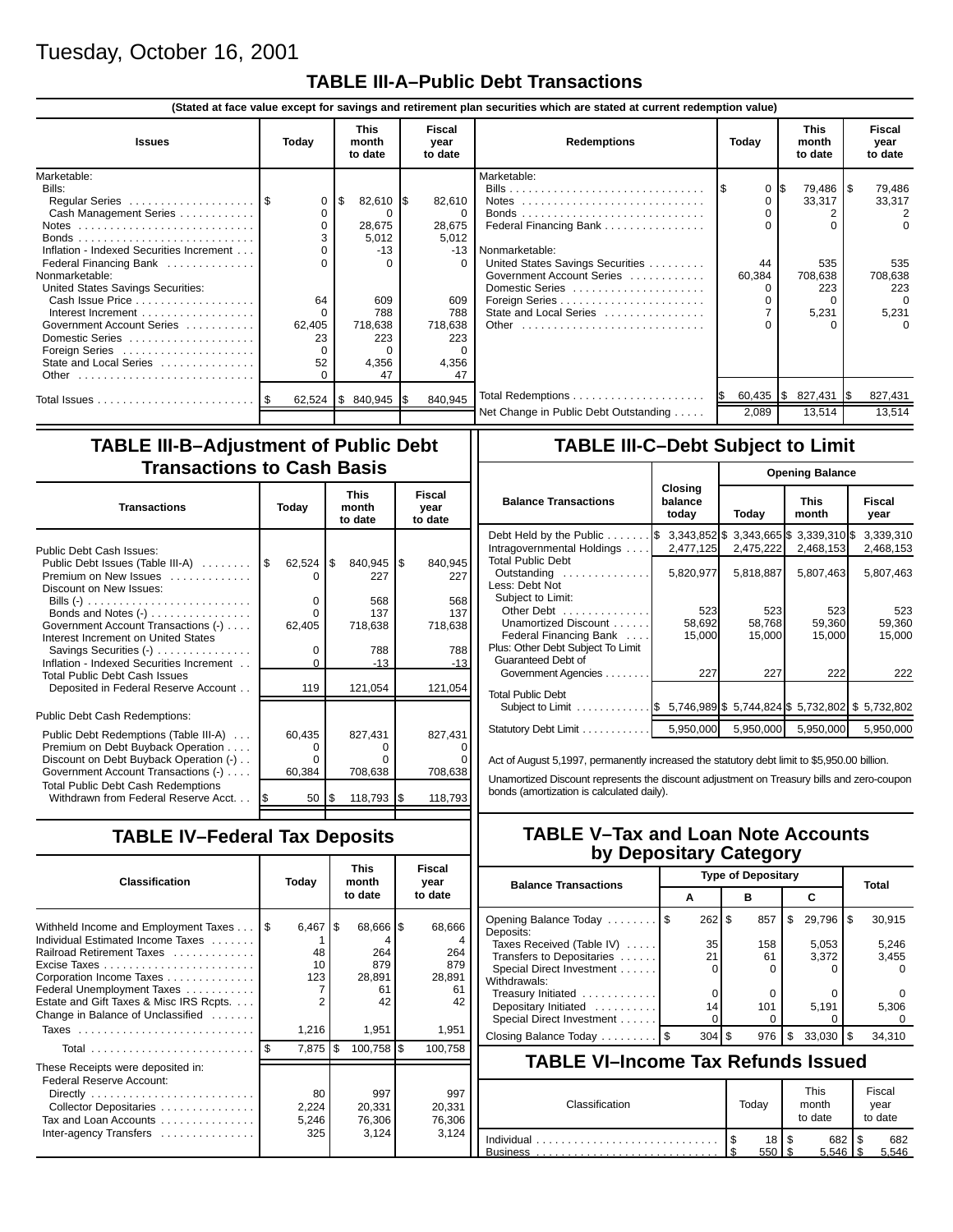Tuesday, October 16, 2001

## TABLE III-A–Public Debt Transactions

(Stated at face value except for savings and retirement plan securities which are stated at current redemption value)

| Issues | Today | This month to date | Fiscal year to date |
|---|---|---|---|
| Marketable: | | | |
| Bills: | | | |
| Regular Series | $ 0 | $ 82,610 | $ 82,610 |
| Cash Management Series | 0 | 0 | 0 |
| Notes | 0 | 28,675 | 28,675 |
| Bonds | 3 | 5,012 | 5,012 |
| Inflation - Indexed Securities Increment | 0 | -13 | -13 |
| Federal Financing Bank | 0 | 0 | 0 |
| Nonmarketable: | | | |
| United States Savings Securities: | | | |
| Cash Issue Price | 64 | 609 | 609 |
| Interest Increment | 0 | 788 | 788 |
| Government Account Series | 62,405 | 718,638 | 718,638 |
| Domestic Series | 23 | 223 | 223 |
| Foreign Series | 0 | 0 | 0 |
| State and Local Series | 52 | 4,356 | 4,356 |
| Other | 0 | 47 | 47 |
| Total Issues | $ 62,524 | $ 840,945 | $ 840,945 |

| Redemptions | Today | This month to date | Fiscal year to date |
|---|---|---|---|
| Marketable: | | | |
| Bills | $ 0 | $ 79,486 | $ 79,486 |
| Notes | 0 | 33,317 | 33,317 |
| Bonds | 0 | 2 | 2 |
| Federal Financing Bank | 0 | 0 | 0 |
| Nonmarketable: | | | |
| United States Savings Securities | 44 | 535 | 535 |
| Government Account Series | 60,384 | 708,638 | 708,638 |
| Domestic Series | 0 | 223 | 223 |
| Foreign Series | 0 | 0 | 0 |
| State and Local Series | 7 | 5,231 | 5,231 |
| Other | 0 | 0 | 0 |
| Total Redemptions | $ 60,435 | $ 827,431 | $ 827,431 |
| Net Change in Public Debt Outstanding | 2,089 | 13,514 | 13,514 |

## TABLE III-B–Adjustment of Public Debt Transactions to Cash Basis

| Transactions | Today | This month to date | Fiscal year to date |
|---|---|---|---|
| Public Debt Cash Issues: | | | |
| Public Debt Issues (Table III-A) | $ 62,524 | $ 840,945 | $ 840,945 |
| Premium on New Issues | 0 | 227 | 227 |
| Discount on New Issues: | | | |
| Bills (-) | 0 | 568 | 568 |
| Bonds and Notes (-) | 0 | 137 | 137 |
| Government Account Transactions (-) | 62,405 | 718,638 | 718,638 |
| Interest Increment on United States Savings Securities (-) | 0 | 788 | 788 |
| Inflation - Indexed Securities Increment | 0 | -13 | -13 |
| Total Public Debt Cash Issues Deposited in Federal Reserve Account | 119 | 121,054 | 121,054 |
| Public Debt Cash Redemptions: | | | |
| Public Debt Redemptions (Table III-A) | 60,435 | 827,431 | 827,431 |
| Premium on Debt Buyback Operation | 0 | 0 | 0 |
| Discount on Debt Buyback Operation (-) | 0 | 0 | 0 |
| Government Account Transactions (-) | 60,384 | 708,638 | 708,638 |
| Total Public Debt Cash Redemptions Withdrawn from Federal Reserve Acct. | $ 50 | $ 118,793 | $ 118,793 |

## TABLE III-C–Debt Subject to Limit

| Balance Transactions | Closing balance today | Opening Balance Today | Opening Balance This month | Opening Balance Fiscal year |
|---|---|---|---|---|
| Debt Held by the Public | $ 3,343,852 | $ 3,343,665 | $ 3,339,310 | $ 3,339,310 |
| Intragovernmental Holdings | 2,477,125 | 2,475,222 | 2,468,153 | 2,468,153 |
| Total Public Debt Outstanding | 5,820,977 | 5,818,887 | 5,807,463 | 5,807,463 |
| Less: Debt Not Subject to Limit: | | | | |
| Other Debt | 523 | 523 | 523 | 523 |
| Unamortized Discount | 58,692 | 58,768 | 59,360 | 59,360 |
| Federal Financing Bank | 15,000 | 15,000 | 15,000 | 15,000 |
| Plus: Other Debt Subject to Limit Guaranteed Debt of Government Agencies | 227 | 227 | 222 | 222 |
| Total Public Debt Subject to Limit | $ 5,746,989 | $ 5,744,824 | $ 5,732,802 | $ 5,732,802 |
| Statutory Debt Limit | 5,950,000 | 5,950,000 | 5,950,000 | 5,950,000 |

Act of August 5,1997, permanently increased the statutory debt limit to $5,950.00 billion.

Unamortized Discount represents the discount adjustment on Treasury bills and zero-coupon bonds (amortization is calculated daily).

## TABLE IV–Federal Tax Deposits

| Classification | Today | This month to date | Fiscal year to date |
|---|---|---|---|
| Withheld Income and Employment Taxes | $ 6,467 | $ 68,666 | $ 68,666 |
| Individual Estimated Income Taxes | 1 | 4 | 4 |
| Railroad Retirement Taxes | 48 | 264 | 264 |
| Excise Taxes | 10 | 879 | 879 |
| Corporation Income Taxes | 123 | 28,891 | 28,891 |
| Federal Unemployment Taxes | 7 | 61 | 61 |
| Estate and Gift Taxes & Misc IRS Rcpts. | 2 | 42 | 42 |
| Change in Balance of Unclassified Taxes | 1,216 | 1,951 | 1,951 |
| Total | $ 7,875 | $ 100,758 | $ 100,758 |
| These Receipts were deposited in: | | | |
| Federal Reserve Account: | | | |
| Directly | 80 | 997 | 997 |
| Collector Depositaries | 2,224 | 20,331 | 20,331 |
| Tax and Loan Accounts | 5,246 | 76,306 | 76,306 |
| Inter-agency Transfers | 325 | 3,124 | 3,124 |

## TABLE V–Tax and Loan Note Accounts by Depositary Category

| Balance Transactions | Type of Depositary A | Type of Depositary B | Type of Depositary C | Total |
|---|---|---|---|---|
| Opening Balance Today | $ 262 | $ 857 | $ 29,796 | $ 30,915 |
| Deposits: | | | | |
| Taxes Received (Table IV) | 35 | 158 | 5,053 | 5,246 |
| Transfers to Depositaries | 21 | 61 | 3,372 | 3,455 |
| Special Direct Investment | 0 | 0 | 0 | 0 |
| Withdrawals: | | | | |
| Treasury Initiated | 0 | 0 | 0 | 0 |
| Depositary Initiated | 14 | 101 | 5,191 | 5,306 |
| Special Direct Investment | 0 | 0 | 0 | 0 |
| Closing Balance Today | $ 304 | $ 976 | $ 33,030 | $ 34,310 |

## TABLE VI–Income Tax Refunds Issued

| Classification | Today | This month to date | Fiscal year to date |
|---|---|---|---|
| Individual | $ 18 | $ 682 | $ 682 |
| Business | $ 550 | $ 5,546 | $ 5,546 |